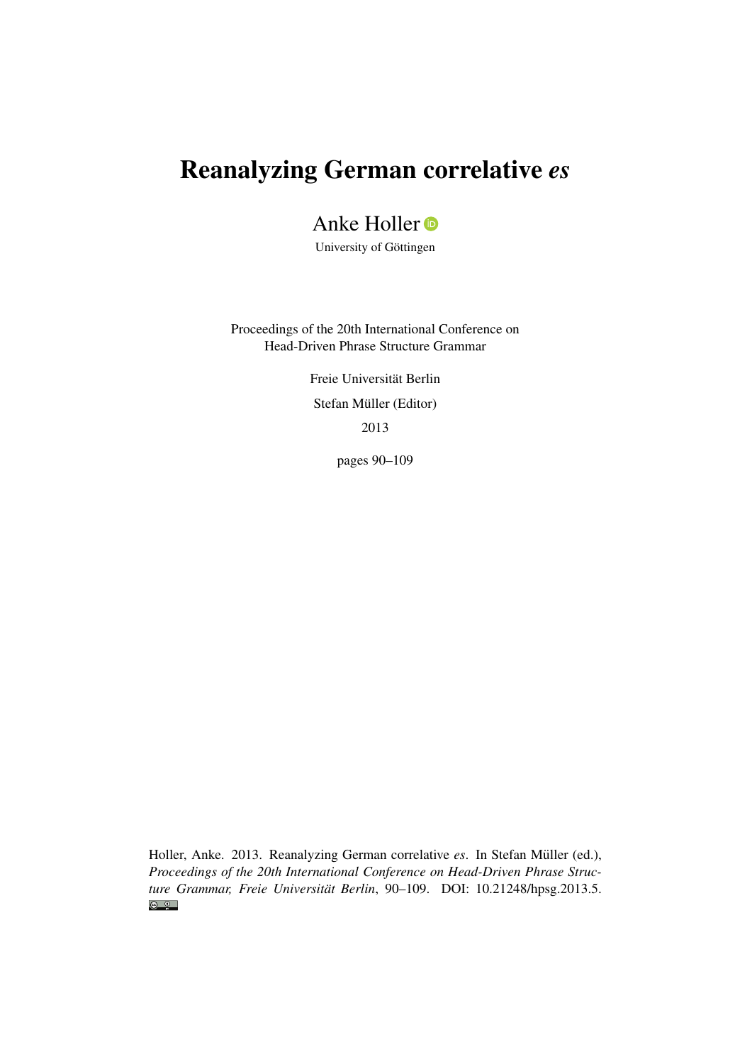# Reanalyzing German correlative *es*

Anke Holler

University of Göttingen

Proceedings of the 20th International Conference on Head-Driven Phrase Structure Grammar

Freie Universität Berlin

Stefan Müller (Editor)

2013

pages 90–109

Holler, Anke. 2013. Reanalyzing German correlative *es*. In Stefan Müller (ed.), *Proceedings of the 20th International Conference on Head-Driven Phrase Structure Grammar, Freie Universität Berlin*, 90–109. DOI: 10.21248/hpsg.2013.5.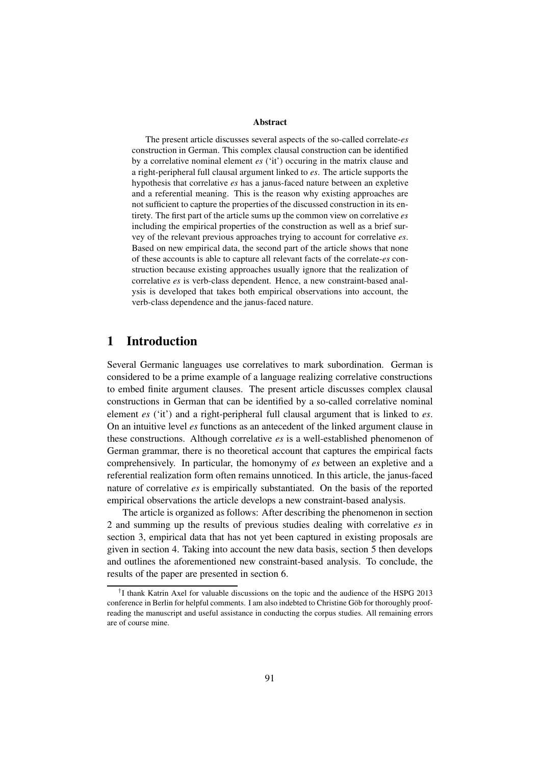**Abstract**

The present article discusses several aspects of the so-called correlate-*es* construction in German. This complex clausal construction can be identified by a correlative nominal element *es* ('it') occuring in the matrix clause and a right-peripheral full clausal argument linked to *es*. The article supports the hypothesis that correlative *es* has a janus-faced nature between an expletive and a referential meaning. This is the reason why existing approaches are not sufficient to capture the properties of the discussed construction in its entirety. The first part of the article sums up the common view on correlative *es* including the empirical properties of the construction as well as a brief survey of the relevant previous approaches trying to account for correlative *es*. Based on new empirical data, the second part of the article shows that none of these accounts is able to capture all relevant facts of the correlate-*es* construction because existing approaches usually ignore that the realization of correlative *es* is verb-class dependent. Hence, a new constraint-based analysis is developed that takes both empirical observations into account, the verb-class dependence and the janus-faced nature.

# 1 Introduction

Several Germanic languages use correlatives to mark subordination. German is considered to be a prime example of a language realizing correlative constructions to embed finite argument clauses. The present article discusses complex clausal constructions in German that can be identified by a so-called correlative nominal element *es* ('it') and a right-peripheral full clausal argument that is linked to *es*. On an intuitive level *es* functions as an antecedent of the linked argument clause in these constructions. Although correlative *es* is a well-established phenomenon of German grammar, there is no theoretical account that captures the empirical facts comprehensively. In particular, the homonymy of *es* between an expletive and a referential realization form often remains unnoticed. In this article, the janus-faced nature of correlative *es* is empirically substantiated. On the basis of the reported empirical observations the article develops a new constraint-based analysis.

The article is organized as follows: After describing the phenomenon in section 2 and summing up the results of previous studies dealing with correlative *es* in section 3, empirical data that has not yet been captured in existing proposals are given in section 4. Taking into account the new data basis, section 5 then develops and outlines the aforementioned new constraint-based analysis. To conclude, the results of the paper are presented in section 6.

[†] I thank Katrin Axel for valuable discussions on the topic and the audience of the HSPG 2013 conference in Berlin for helpful comments. I am also indebted to Christine Göb for thoroughly proofreading the manuscript and useful assistance in conducting the corpus studies. All remaining errors are of course mine.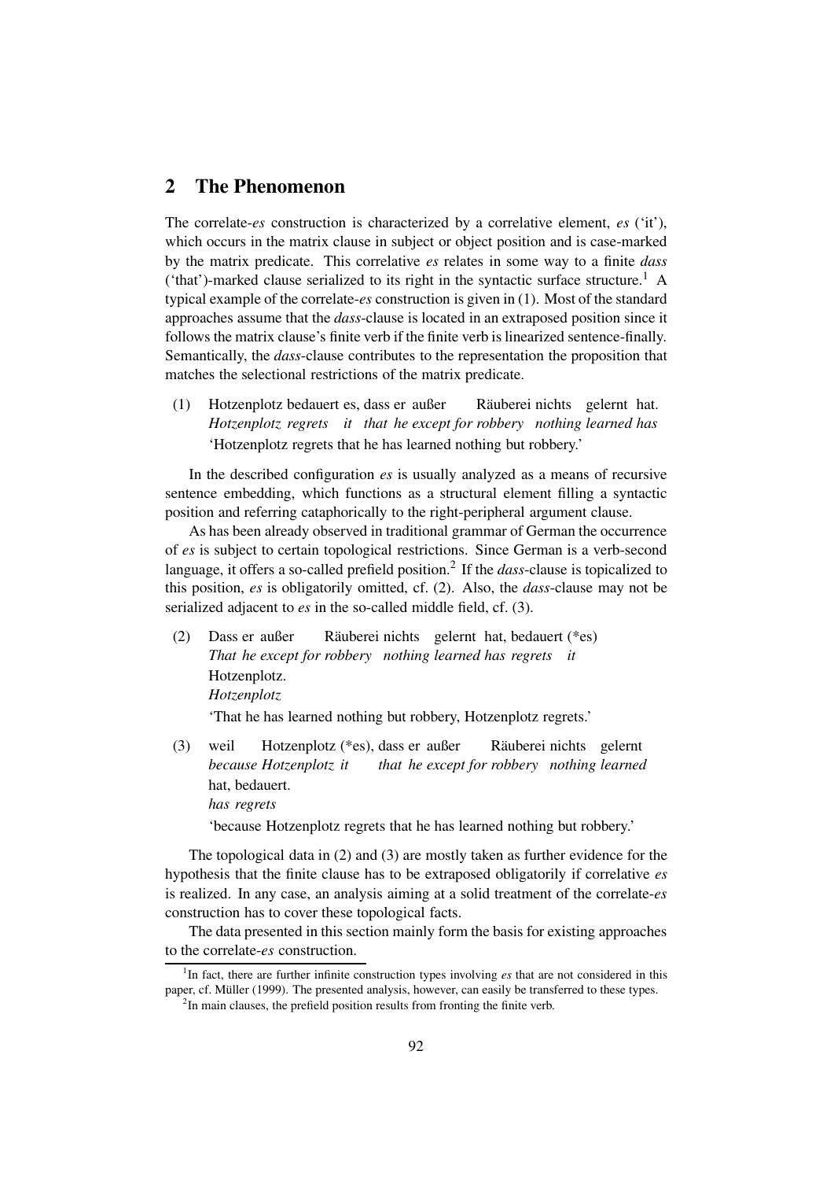## 2 The Phenomenon

The correlate-*es* construction is characterized by a correlative element, *es* ('it'), which occurs in the matrix clause in subject or object position and is case-marked by the matrix predicate. This correlative *es* relates in some way to a finite *dass* ('that')-marked clause serialized to its right in the syntactic surface structure.[1] A typical example of the correlate-*es* construction is given in (1). Most of the standard approaches assume that the *dass*-clause is located in an extraposed position since it follows the matrix clause's finite verb if the finite verb is linearized sentence-finally. Semantically, the *dass*-clause contributes to the representation the proposition that matches the selectional restrictions of the matrix predicate.

(1) Hotzenplotz bedauert es, dass er außer Räuberei nichts gelernt hat.
*Hotzenplotz regrets it that he except for robbery nothing learned has*
'Hotzenplotz regrets that he has learned nothing but robbery.'

In the described configuration *es* is usually analyzed as a means of recursive sentence embedding, which functions as a structural element filling a syntactic position and referring cataphorically to the right-peripheral argument clause.

As has been already observed in traditional grammar of German the occurrence of *es* is subject to certain topological restrictions. Since German is a verb-second language, it offers a so-called prefield position.[2] If the *dass*-clause is topicalized to this position, *es* is obligatorily omitted, cf. (2). Also, the *dass*-clause may not be serialized adjacent to *es* in the so-called middle field, cf. (3).

(2) Dass er außer Räuberei nichts gelernt hat, bedauert (*es) Hotzenplotz.
*That he except for robbery nothing learned has regrets it Hotzenplotz*
'That he has learned nothing but robbery, Hotzenplotz regrets.'

(3) weil Hotzenplotz (*es), dass er außer Räuberei nichts gelernt hat, bedauert.
*because Hotzenplotz it that he except for robbery nothing learned has regrets*
'because Hotzenplotz regrets that he has learned nothing but robbery.'

The topological data in (2) and (3) are mostly taken as further evidence for the hypothesis that the finite clause has to be extraposed obligatorily if correlative *es* is realized. In any case, an analysis aiming at a solid treatment of the correlate-*es* construction has to cover these topological facts.

The data presented in this section mainly form the basis for existing approaches to the correlate-*es* construction.

[1] In fact, there are further infinite construction types involving *es* that are not considered in this paper, cf. Müller (1999). The presented analysis, however, can easily be transferred to these types.

[2] In main clauses, the prefield position results from fronting the finite verb.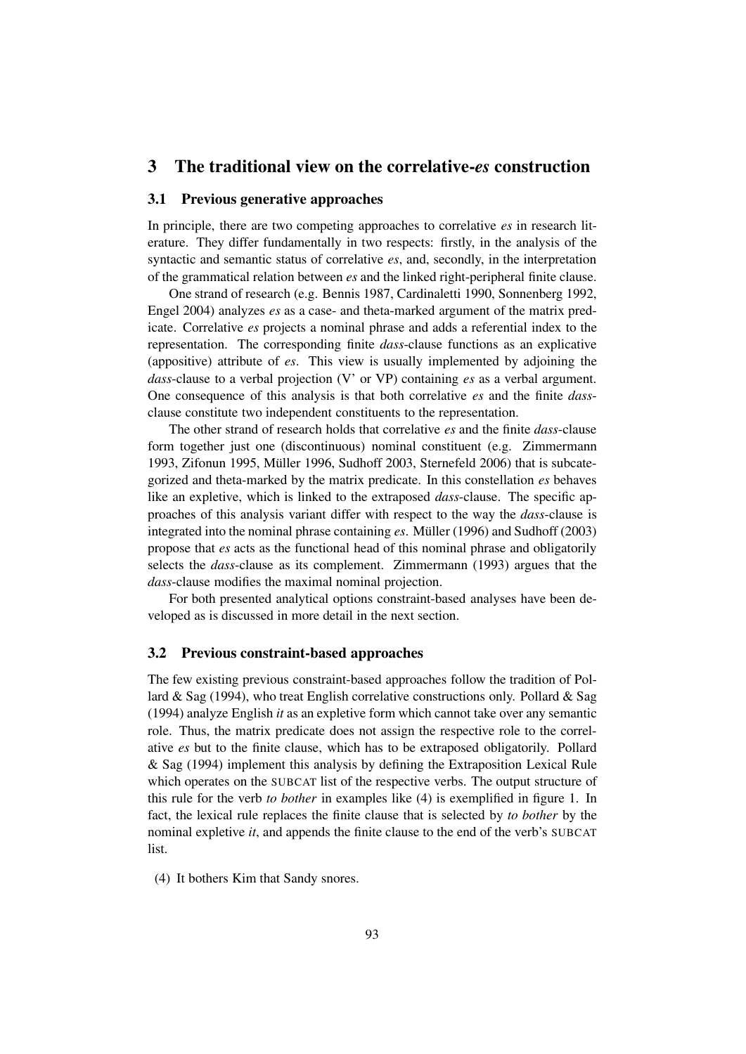# 3 The traditional view on the correlative-*es* construction

## 3.1 Previous generative approaches

In principle, there are two competing approaches to correlative *es* in research literature. They differ fundamentally in two respects: firstly, in the analysis of the syntactic and semantic status of correlative *es*, and, secondly, in the interpretation of the grammatical relation between *es* and the linked right-peripheral finite clause.

One strand of research (e.g. Bennis 1987, Cardinaletti 1990, Sonnenberg 1992, Engel 2004) analyzes *es* as a case- and theta-marked argument of the matrix predicate. Correlative *es* projects a nominal phrase and adds a referential index to the representation. The corresponding finite *dass*-clause functions as an explicative (appositive) attribute of *es*. This view is usually implemented by adjoining the *dass*-clause to a verbal projection (V' or VP) containing *es* as a verbal argument. One consequence of this analysis is that both correlative *es* and the finite *dass*-clause constitute two independent constituents to the representation.

The other strand of research holds that correlative *es* and the finite *dass*-clause form together just one (discontinuous) nominal constituent (e.g. Zimmermann 1993, Zifonun 1995, Müller 1996, Sudhoff 2003, Sternefeld 2006) that is subcategorized and theta-marked by the matrix predicate. In this constellation *es* behaves like an expletive, which is linked to the extraposed *dass*-clause. The specific approaches of this analysis variant differ with respect to the way the *dass*-clause is integrated into the nominal phrase containing *es*. Müller (1996) and Sudhoff (2003) propose that *es* acts as the functional head of this nominal phrase and obligatorily selects the *dass*-clause as its complement. Zimmermann (1993) argues that the *dass*-clause modifies the maximal nominal projection.

For both presented analytical options constraint-based analyses have been developed as is discussed in more detail in the next section.

## 3.2 Previous constraint-based approaches

The few existing previous constraint-based approaches follow the tradition of Pollard & Sag (1994), who treat English correlative constructions only. Pollard & Sag (1994) analyze English *it* as an expletive form which cannot take over any semantic role. Thus, the matrix predicate does not assign the respective role to the correlative *es* but to the finite clause, which has to be extraposed obligatorily. Pollard & Sag (1994) implement this analysis by defining the Extraposition Lexical Rule which operates on the SUBCAT list of the respective verbs. The output structure of this rule for the verb *to bother* in examples like (4) is exemplified in figure 1. In fact, the lexical rule replaces the finite clause that is selected by *to bother* by the nominal expletive *it*, and appends the finite clause to the end of the verb's SUBCAT list.

(4) It bothers Kim that Sandy snores.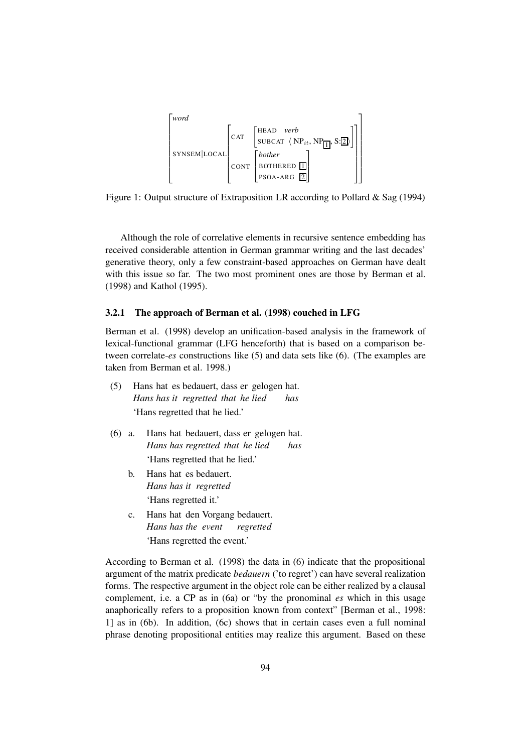$$\begin{bmatrix} \textit{word} & \\ \text{SYNSEM}|\text{LOCAL} & \begin{bmatrix} \text{CAT} & \begin{bmatrix} \text{HEAD} & \textit{verb} \\ \text{SUBCAT} & \langle \text{NP}_{it}, \text{NP}_{\boxed{1}}, \text{S}:\boxed{2} \rangle \end{bmatrix} \\ \text{CONT} & \begin{bmatrix} \textit{bother} & \\ \text{BOTHERED} & \boxed{1} \\ \text{PSOA-ARG} & \boxed{2} \end{bmatrix} \end{bmatrix} \end{bmatrix}$$

Figure 1: Output structure of Extraposition LR according to Pollard & Sag (1994)

Although the role of correlative elements in recursive sentence embedding has received considerable attention in German grammar writing and the last decades' generative theory, only a few constraint-based approaches on German have dealt with this issue so far. The two most prominent ones are those by Berman et al. (1998) and Kathol (1995).

### 3.2.1 The approach of Berman et al. (1998) couched in LFG

Berman et al. (1998) develop an unification-based analysis in the framework of lexical-functional grammar (LFG henceforth) that is based on a comparison between correlate-*es* constructions like (5) and data sets like (6). (The examples are taken from Berman et al. 1998.)

(5) Hans hat es bedauert, dass er gelogen hat.
*Hans has it regretted that he lied has*
'Hans regretted that he lied.'

(6) a. Hans hat bedauert, dass er gelogen hat.
*Hans has regretted that he lied has*
'Hans regretted that he lied.'

b. Hans hat es bedauert.
*Hans has it regretted*
'Hans regretted it.'

c. Hans hat den Vorgang bedauert.
*Hans has the event regretted*
'Hans regretted the event.'

According to Berman et al. (1998) the data in (6) indicate that the propositional argument of the matrix predicate *bedauern* ('to regret') can have several realization forms. The respective argument in the object role can be either realized by a clausal complement, i.e. a CP as in (6a) or "by the pronominal *es* which in this usage anaphorically refers to a proposition known from context" [Berman et al., 1998: 1] as in (6b). In addition, (6c) shows that in certain cases even a full nominal phrase denoting propositional entities may realize this argument. Based on these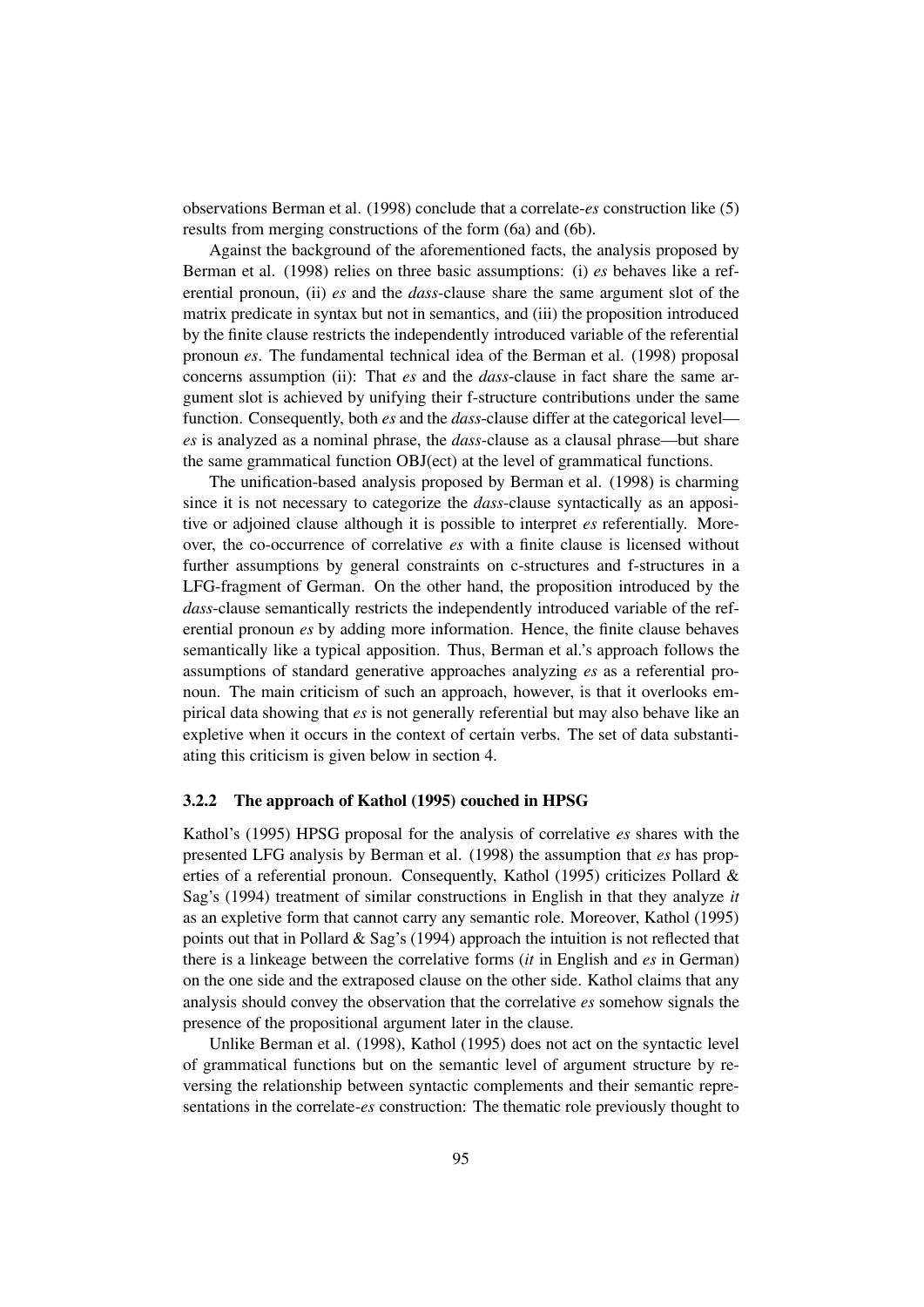observations Berman et al. (1998) conclude that a correlate-*es* construction like (5) results from merging constructions of the form (6a) and (6b).

Against the background of the aforementioned facts, the analysis proposed by Berman et al. (1998) relies on three basic assumptions: (i) *es* behaves like a referential pronoun, (ii) *es* and the *dass*-clause share the same argument slot of the matrix predicate in syntax but not in semantics, and (iii) the proposition introduced by the finite clause restricts the independently introduced variable of the referential pronoun *es*. The fundamental technical idea of the Berman et al. (1998) proposal concerns assumption (ii): That *es* and the *dass*-clause in fact share the same argument slot is achieved by unifying their f-structure contributions under the same function. Consequently, both *es* and the *dass*-clause differ at the categorical level—*es* is analyzed as a nominal phrase, the *dass*-clause as a clausal phrase—but share the same grammatical function OBJ(ect) at the level of grammatical functions.

The unification-based analysis proposed by Berman et al. (1998) is charming since it is not necessary to categorize the *dass*-clause syntactically as an appositive or adjoined clause although it is possible to interpret *es* referentially. Moreover, the co-occurrence of correlative *es* with a finite clause is licensed without further assumptions by general constraints on c-structures and f-structures in a LFG-fragment of German. On the other hand, the proposition introduced by the *dass*-clause semantically restricts the independently introduced variable of the referential pronoun *es* by adding more information. Hence, the finite clause behaves semantically like a typical apposition. Thus, Berman et al.'s approach follows the assumptions of standard generative approaches analyzing *es* as a referential pronoun. The main criticism of such an approach, however, is that it overlooks empirical data showing that *es* is not generally referential but may also behave like an expletive when it occurs in the context of certain verbs. The set of data substantiating this criticism is given below in section 4.

### 3.2.2 The approach of Kathol (1995) couched in HPSG

Kathol's (1995) HPSG proposal for the analysis of correlative *es* shares with the presented LFG analysis by Berman et al. (1998) the assumption that *es* has properties of a referential pronoun. Consequently, Kathol (1995) criticizes Pollard & Sag's (1994) treatment of similar constructions in English in that they analyze *it* as an expletive form that cannot carry any semantic role. Moreover, Kathol (1995) points out that in Pollard & Sag's (1994) approach the intuition is not reflected that there is a linkeage between the correlative forms (*it* in English and *es* in German) on the one side and the extraposed clause on the other side. Kathol claims that any analysis should convey the observation that the correlative *es* somehow signals the presence of the propositional argument later in the clause.

Unlike Berman et al. (1998), Kathol (1995) does not act on the syntactic level of grammatical functions but on the semantic level of argument structure by reversing the relationship between syntactic complements and their semantic representations in the correlate-*es* construction: The thematic role previously thought to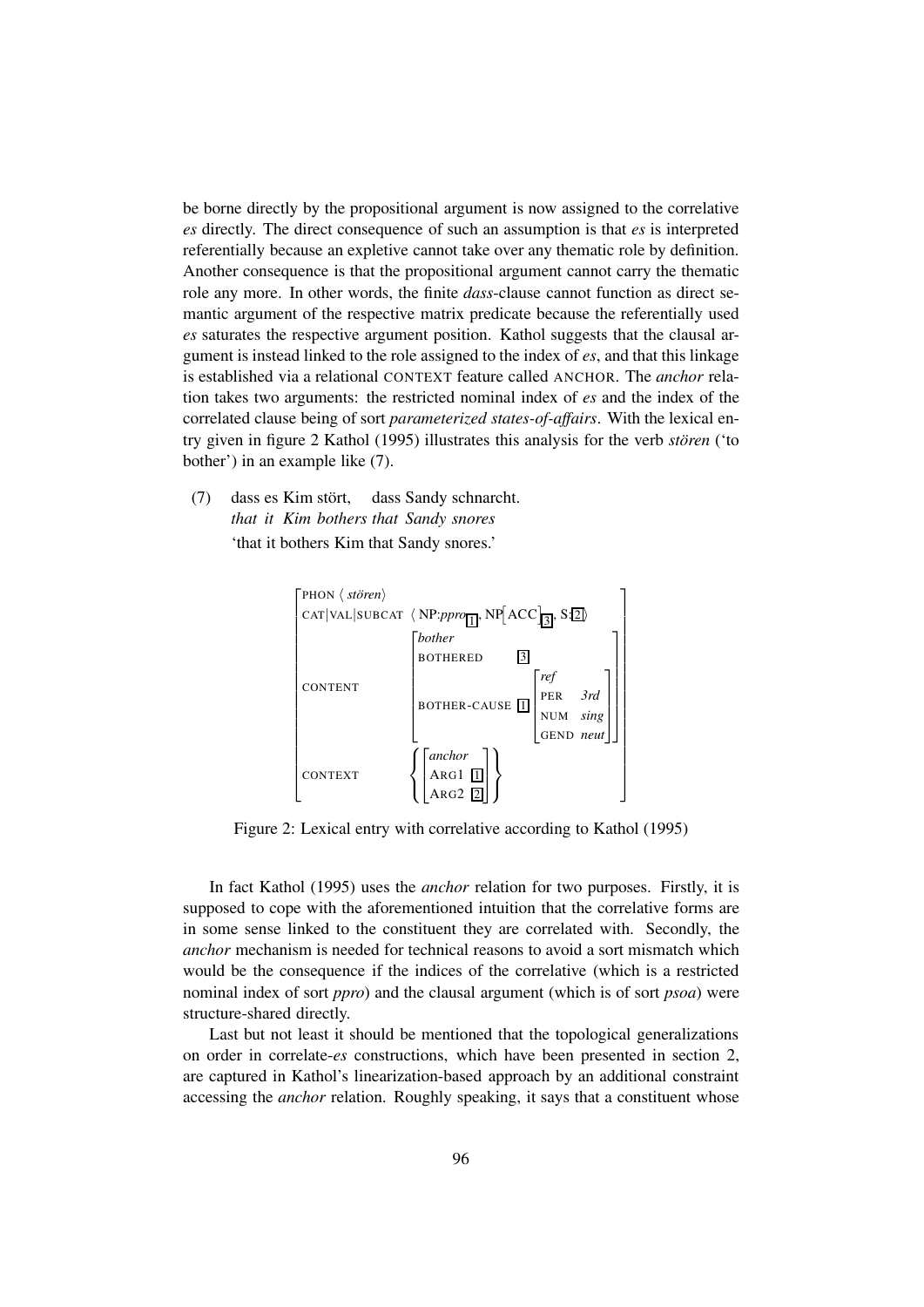be borne directly by the propositional argument is now assigned to the correlative *es* directly. The direct consequence of such an assumption is that *es* is interpreted referentially because an expletive cannot take over any thematic role by definition. Another consequence is that the propositional argument cannot carry the thematic role any more. In other words, the finite *dass*-clause cannot function as direct semantic argument of the respective matrix predicate because the referentially used *es* saturates the respective argument position. Kathol suggests that the clausal argument is instead linked to the role assigned to the index of *es*, and that this linkage is established via a relational CONTEXT feature called ANCHOR. The *anchor* relation takes two arguments: the restricted nominal index of *es* and the index of the correlated clause being of sort *parameterized states-of-affairs*. With the lexical entry given in figure 2 Kathol (1995) illustrates this analysis for the verb *stören* ('to bother') in an example like (7).

(7) dass es Kim stört, dass Sandy schnarcht.
*that it Kim bothers that Sandy snores*
'that it bothers Kim that Sandy snores.'

$$
\left[\begin{array}{ll}
\text{PHON} & \langle \textit{stören} \rangle \\
\text{CAT}|\text{VAL}|\text{SUBCAT} & \langle \text{NP:}\textit{ppro}_{\boxed{1}},\ \text{NP}[\text{ACC}]_{\boxed{3}},\ \text{S:}\boxed{2} \rangle \\
\text{CONTENT} & \left[\begin{array}{ll}
\textit{bother} & \\
\text{BOTHERED} & \boxed{3} \\
\text{BOTHER-CAUSE} & \boxed{1} \left[\begin{array}{ll} \textit{ref} & \\ \text{PER} & \textit{3rd} \\ \text{NUM} & \textit{sing} \\ \text{GEND} & \textit{neut} \end{array}\right]
\end{array}\right] \\
\text{CONTEXT} & \left\{ \left[\begin{array}{ll} \textit{anchor} & \\ \text{ARG1} & \boxed{1} \\ \text{ARG2} & \boxed{2} \end{array}\right] \right\}
\end{array}\right]
$$

Figure 2: Lexical entry with correlative according to Kathol (1995)

In fact Kathol (1995) uses the *anchor* relation for two purposes. Firstly, it is supposed to cope with the aforementioned intuition that the correlative forms are in some sense linked to the constituent they are correlated with. Secondly, the *anchor* mechanism is needed for technical reasons to avoid a sort mismatch which would be the consequence if the indices of the correlative (which is a restricted nominal index of sort *ppro*) and the clausal argument (which is of sort *psoa*) were structure-shared directly.

Last but not least it should be mentioned that the topological generalizations on order in correlate-*es* constructions, which have been presented in section 2, are captured in Kathol's linearization-based approach by an additional constraint accessing the *anchor* relation. Roughly speaking, it says that a constituent whose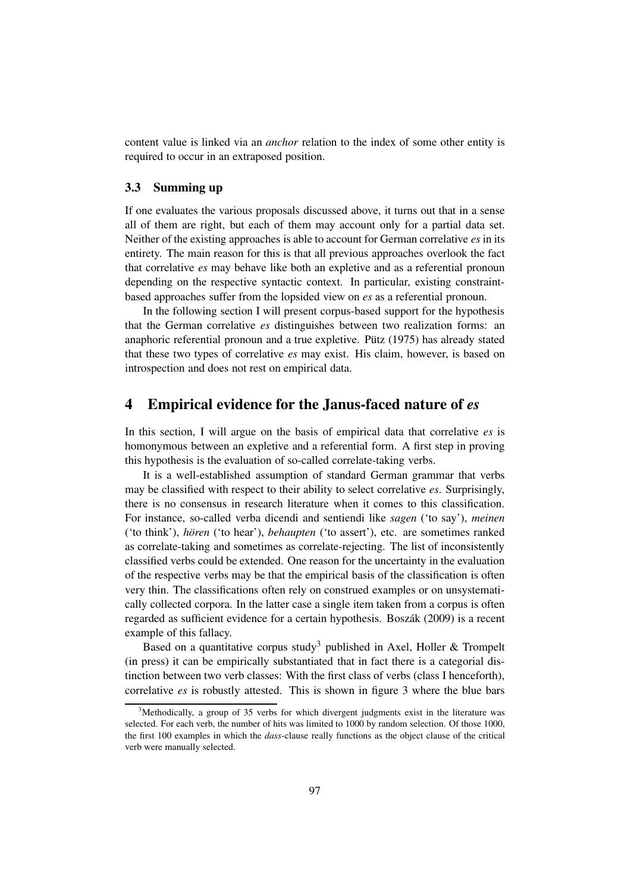content value is linked via an *anchor* relation to the index of some other entity is required to occur in an extraposed position.

### 3.3 Summing up

If one evaluates the various proposals discussed above, it turns out that in a sense all of them are right, but each of them may account only for a partial data set. Neither of the existing approaches is able to account for German correlative *es* in its entirety. The main reason for this is that all previous approaches overlook the fact that correlative *es* may behave like both an expletive and as a referential pronoun depending on the respective syntactic context. In particular, existing constraint-based approaches suffer from the lopsided view on *es* as a referential pronoun.

In the following section I will present corpus-based support for the hypothesis that the German correlative *es* distinguishes between two realization forms: an anaphoric referential pronoun and a true expletive. Pütz (1975) has already stated that these two types of correlative *es* may exist. His claim, however, is based on introspection and does not rest on empirical data.

## 4 Empirical evidence for the Janus-faced nature of *es*

In this section, I will argue on the basis of empirical data that correlative *es* is homonymous between an expletive and a referential form. A first step in proving this hypothesis is the evaluation of so-called correlate-taking verbs.

It is a well-established assumption of standard German grammar that verbs may be classified with respect to their ability to select correlative *es*. Surprisingly, there is no consensus in research literature when it comes to this classification. For instance, so-called verba dicendi and sentiendi like *sagen* ('to say'), *meinen* ('to think'), *hören* ('to hear'), *behaupten* ('to assert'), etc. are sometimes ranked as correlate-taking and sometimes as correlate-rejecting. The list of inconsistently classified verbs could be extended. One reason for the uncertainty in the evaluation of the respective verbs may be that the empirical basis of the classification is often very thin. The classifications often rely on construed examples or on unsystematically collected corpora. In the latter case a single item taken from a corpus is often regarded as sufficient evidence for a certain hypothesis. Boszák (2009) is a recent example of this fallacy.

Based on a quantitative corpus study[3] published in Axel, Holler & Trompelt (in press) it can be empirically substantiated that in fact there is a categorial distinction between two verb classes: With the first class of verbs (class I henceforth), correlative *es* is robustly attested. This is shown in figure 3 where the blue bars

[3] Methodically, a group of 35 verbs for which divergent judgments exist in the literature was selected. For each verb, the number of hits was limited to 1000 by random selection. Of those 1000, the first 100 examples in which the *dass*-clause really functions as the object clause of the critical verb were manually selected.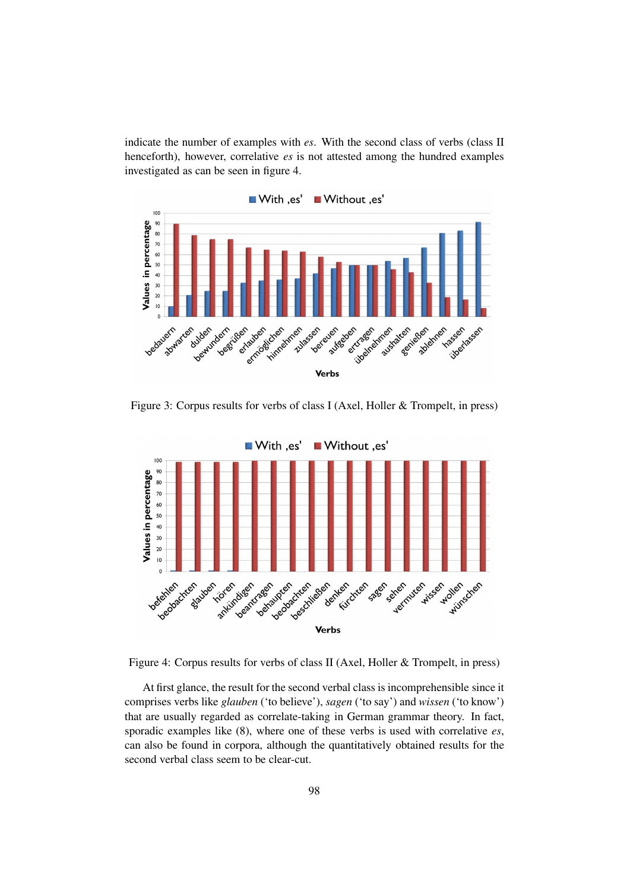indicate the number of examples with *es*. With the second class of verbs (class II henceforth), however, correlative *es* is not attested among the hundred examples investigated as can be seen in figure 4.

Figure 3: Corpus results for verbs of class I (Axel, Holler & Trompelt, in press)

Figure 4: Corpus results for verbs of class II (Axel, Holler & Trompelt, in press)

At first glance, the result for the second verbal class is incomprehensible since it comprises verbs like *glauben* ('to believe'), *sagen* ('to say') and *wissen* ('to know') that are usually regarded as correlate-taking in German grammar theory. In fact, sporadic examples like (8), where one of these verbs is used with correlative *es*, can also be found in corpora, although the quantitatively obtained results for the second verbal class seem to be clear-cut.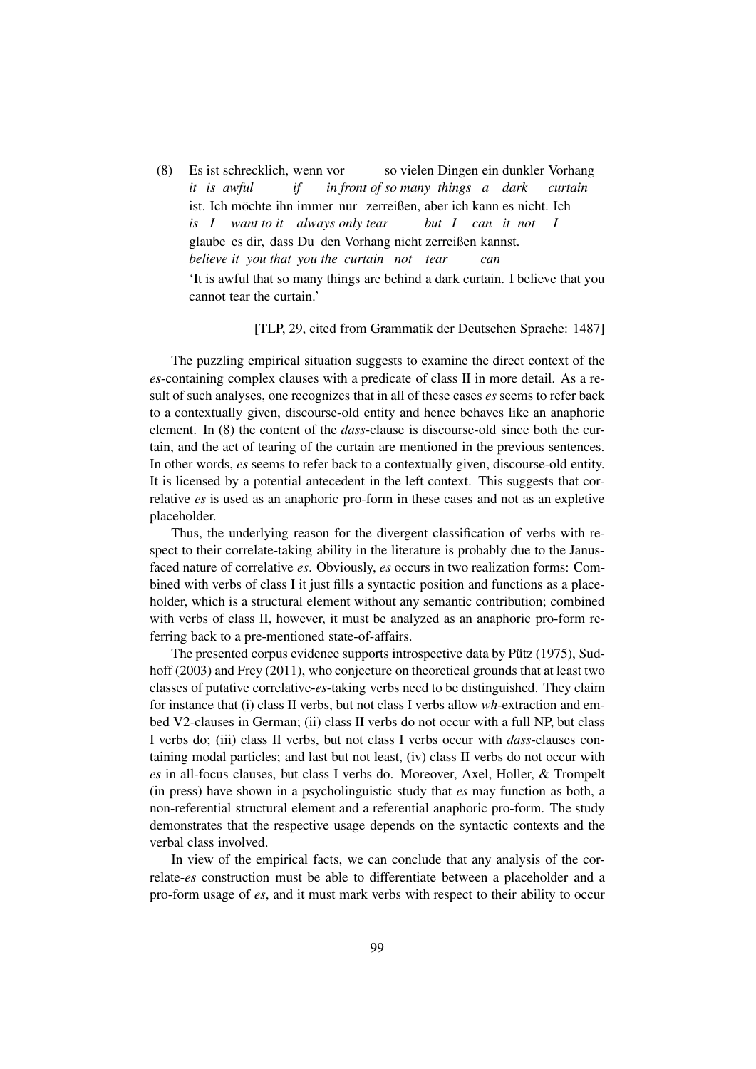(8) Es ist schrecklich, wenn vor so vielen Dingen ein dunkler Vorhang
*it is awful if in front of so many things a dark curtain*
ist. Ich möchte ihn immer nur zerreißen, aber ich kann es nicht. Ich
*is I want to it always only tear but I can it not I*
glaube es dir, dass Du den Vorhang nicht zerreißen kannst.
*believe it you that you the curtain not tear can*
'It is awful that so many things are behind a dark curtain. I believe that you cannot tear the curtain.'

[TLP, 29, cited from Grammatik der Deutschen Sprache: 1487]

The puzzling empirical situation suggests to examine the direct context of the *es*-containing complex clauses with a predicate of class II in more detail. As a result of such analyses, one recognizes that in all of these cases *es* seems to refer back to a contextually given, discourse-old entity and hence behaves like an anaphoric element. In (8) the content of the *dass*-clause is discourse-old since both the curtain, and the act of tearing of the curtain are mentioned in the previous sentences. In other words, *es* seems to refer back to a contextually given, discourse-old entity. It is licensed by a potential antecedent in the left context. This suggests that correlative *es* is used as an anaphoric pro-form in these cases and not as an expletive placeholder.

Thus, the underlying reason for the divergent classification of verbs with respect to their correlate-taking ability in the literature is probably due to the Janus-faced nature of correlative *es*. Obviously, *es* occurs in two realization forms: Combined with verbs of class I it just fills a syntactic position and functions as a placeholder, which is a structural element without any semantic contribution; combined with verbs of class II, however, it must be analyzed as an anaphoric pro-form referring back to a pre-mentioned state-of-affairs.

The presented corpus evidence supports introspective data by Pütz (1975), Sudhoff (2003) and Frey (2011), who conjecture on theoretical grounds that at least two classes of putative correlative-*es*-taking verbs need to be distinguished. They claim for instance that (i) class II verbs, but not class I verbs allow *wh*-extraction and embed V2-clauses in German; (ii) class II verbs do not occur with a full NP, but class I verbs do; (iii) class II verbs, but not class I verbs occur with *dass*-clauses containing modal particles; and last but not least, (iv) class II verbs do not occur with *es* in all-focus clauses, but class I verbs do. Moreover, Axel, Holler, & Trompelt (in press) have shown in a psycholinguistic study that *es* may function as both, a non-referential structural element and a referential anaphoric pro-form. The study demonstrates that the respective usage depends on the syntactic contexts and the verbal class involved.

In view of the empirical facts, we can conclude that any analysis of the correlate-*es* construction must be able to differentiate between a placeholder and a pro-form usage of *es*, and it must mark verbs with respect to their ability to occur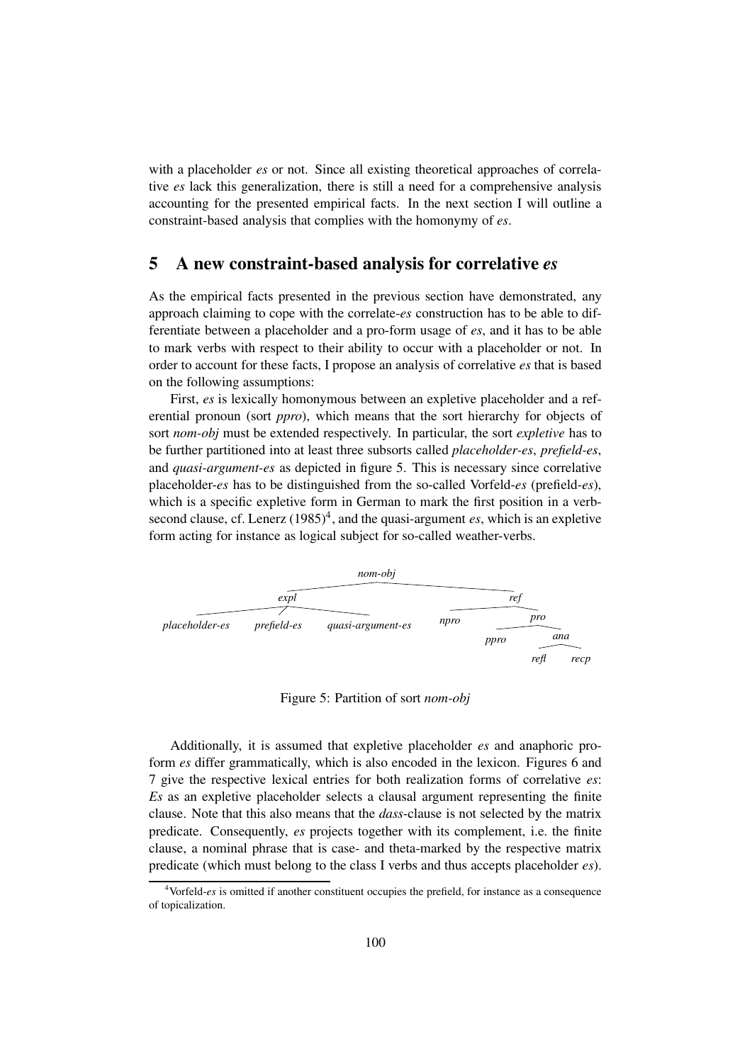with a placeholder *es* or not. Since all existing theoretical approaches of correlative *es* lack this generalization, there is still a need for a comprehensive analysis accounting for the presented empirical facts. In the next section I will outline a constraint-based analysis that complies with the homonymy of *es*.

## 5 A new constraint-based analysis for correlative *es*

As the empirical facts presented in the previous section have demonstrated, any approach claiming to cope with the correlate-*es* construction has to be able to differentiate between a placeholder and a pro-form usage of *es*, and it has to be able to mark verbs with respect to their ability to occur with a placeholder or not. In order to account for these facts, I propose an analysis of correlative *es* that is based on the following assumptions:

First, *es* is lexically homonymous between an expletive placeholder and a referential pronoun (sort *ppro*), which means that the sort hierarchy for objects of sort *nom-obj* must be extended respectively. In particular, the sort *expletive* has to be further partitioned into at least three subsorts called *placeholder-es*, *prefield-es*, and *quasi-argument-es* as depicted in figure 5. This is necessary since correlative placeholder-*es* has to be distinguished from the so-called Vorfeld-*es* (prefield-*es*), which is a specific expletive form in German to mark the first position in a verb-second clause, cf. Lenerz (1985)[4], and the quasi-argument *es*, which is an expletive form acting for instance as logical subject for so-called weather-verbs.

```
nom-obj
├── expl
│   ├── placeholder-es
│   ├── prefield-es
│   └── quasi-argument-es
└── ref
    ├── npro
    └── pro
        ├── ppro
        └── ana
            ├── refl
            └── recp
```

Figure 5: Partition of sort *nom-obj*

Additionally, it is assumed that expletive placeholder *es* and anaphoric pro-form *es* differ grammatically, which is also encoded in the lexicon. Figures 6 and 7 give the respective lexical entries for both realization forms of correlative *es*: *Es* as an expletive placeholder selects a clausal argument representing the finite clause. Note that this also means that the *dass*-clause is not selected by the matrix predicate. Consequently, *es* projects together with its complement, i.e. the finite clause, a nominal phrase that is case- and theta-marked by the respective matrix predicate (which must belong to the class I verbs and thus accepts placeholder *es*).

[4] Vorfeld-*es* is omitted if another constituent occupies the prefield, for instance as a consequence of topicalization.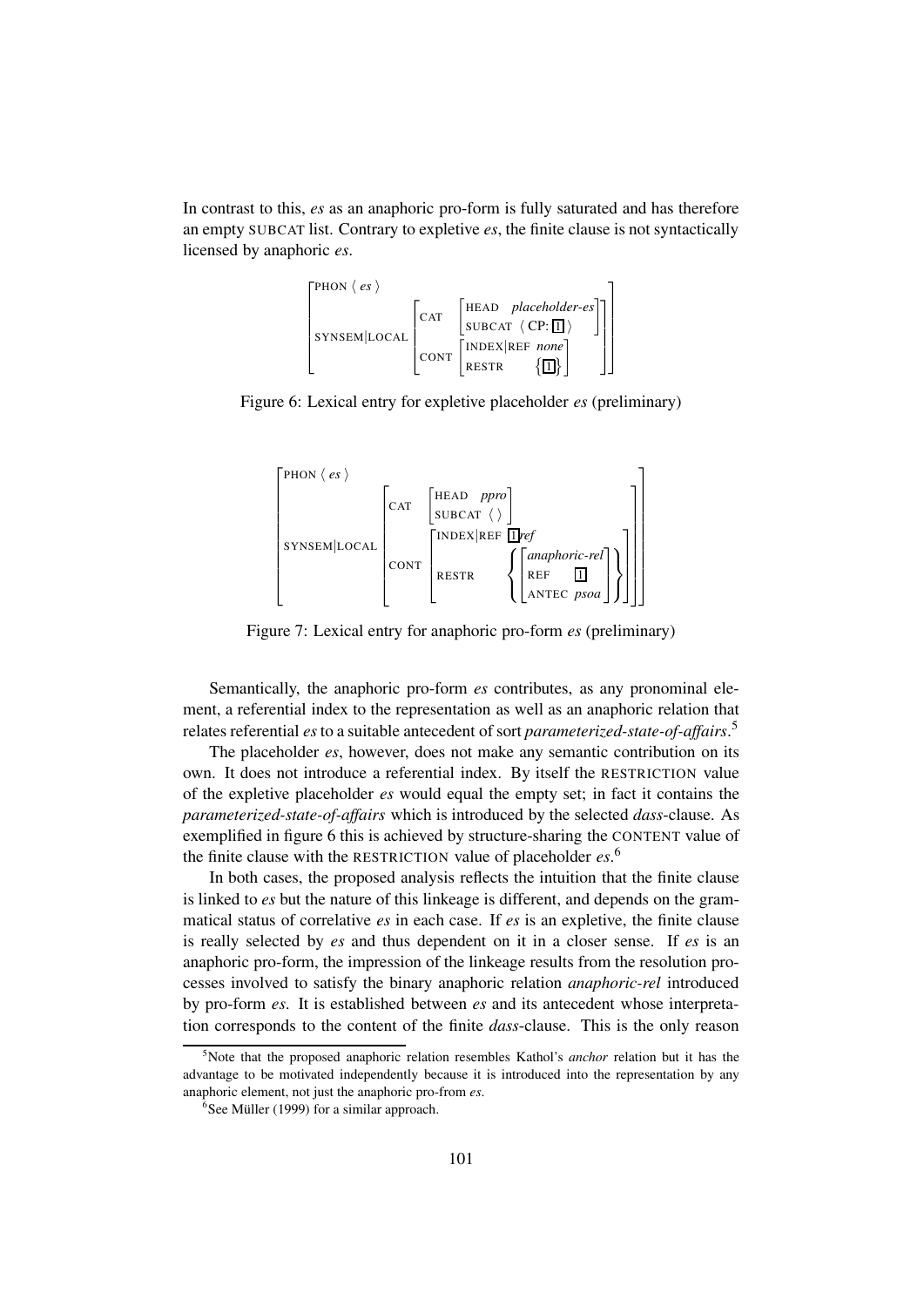In contrast to this, *es* as an anaphoric pro-form is fully saturated and has therefore an empty SUBCAT list. Contrary to expletive *es*, the finite clause is not syntactically licensed by anaphoric *es*.

$$\left[\begin{array}{l}\text{PHON}\ \langle\ \textit{es}\ \rangle \\ \text{SYNSEM}|\text{LOCAL}\ \left[\begin{array}{l}\text{CAT}\ \left[\begin{array}{ll}\text{HEAD} & \textit{placeholder-es} \\ \text{SUBCAT} & \langle\ \text{CP:}\boxed{1}\ \rangle\end{array}\right] \\ \text{CONT}\ \left[\begin{array}{ll}\text{INDEX}|\text{REF} & \textit{none} \\ \text{RESTR} & \left\{\boxed{1}\right\}\end{array}\right]\end{array}\right]\end{array}\right]$$

Figure 6: Lexical entry for expletive placeholder *es* (preliminary)

$$\left[\begin{array}{l}\text{PHON}\ \langle\ \textit{es}\ \rangle \\ \text{SYNSEM}|\text{LOCAL}\ \left[\begin{array}{l}\text{CAT}\ \left[\begin{array}{ll}\text{HEAD} & \textit{ppro} \\ \text{SUBCAT} & \langle\ \rangle\end{array}\right] \\ \text{CONT}\ \left[\begin{array}{ll}\text{INDEX}|\text{REF} & \boxed{1}\textit{ref} \\ \text{RESTR} & \left\{\left[\begin{array}{ll}\textit{anaphoric-rel} & \\ \text{REF} & \boxed{1} \\ \text{ANTEC} & \textit{psoa}\end{array}\right]\right\}\end{array}\right]\end{array}\right]\end{array}\right]$$

Figure 7: Lexical entry for anaphoric pro-form *es* (preliminary)

Semantically, the anaphoric pro-form *es* contributes, as any pronominal element, a referential index to the representation as well as an anaphoric relation that relates referential *es* to a suitable antecedent of sort *parameterized-state-of-affairs*.[5]

The placeholder *es*, however, does not make any semantic contribution on its own. It does not introduce a referential index. By itself the RESTRICTION value of the expletive placeholder *es* would equal the empty set; in fact it contains the *parameterized-state-of-affairs* which is introduced by the selected *dass*-clause. As exemplified in figure 6 this is achieved by structure-sharing the CONTENT value of the finite clause with the RESTRICTION value of placeholder *es*.[6]

In both cases, the proposed analysis reflects the intuition that the finite clause is linked to *es* but the nature of this linkeage is different, and depends on the grammatical status of correlative *es* in each case. If *es* is an expletive, the finite clause is really selected by *es* and thus dependent on it in a closer sense. If *es* is an anaphoric pro-form, the impression of the linkeage results from the resolution processes involved to satisfy the binary anaphoric relation *anaphoric-rel* introduced by pro-form *es*. It is established between *es* and its antecedent whose interpretation corresponds to the content of the finite *dass*-clause. This is the only reason

[5] Note that the proposed anaphoric relation resembles Kathol's *anchor* relation but it has the advantage to be motivated independently because it is introduced into the representation by any anaphoric element, not just the anaphoric pro-from *es*.

[6] See Müller (1999) for a similar approach.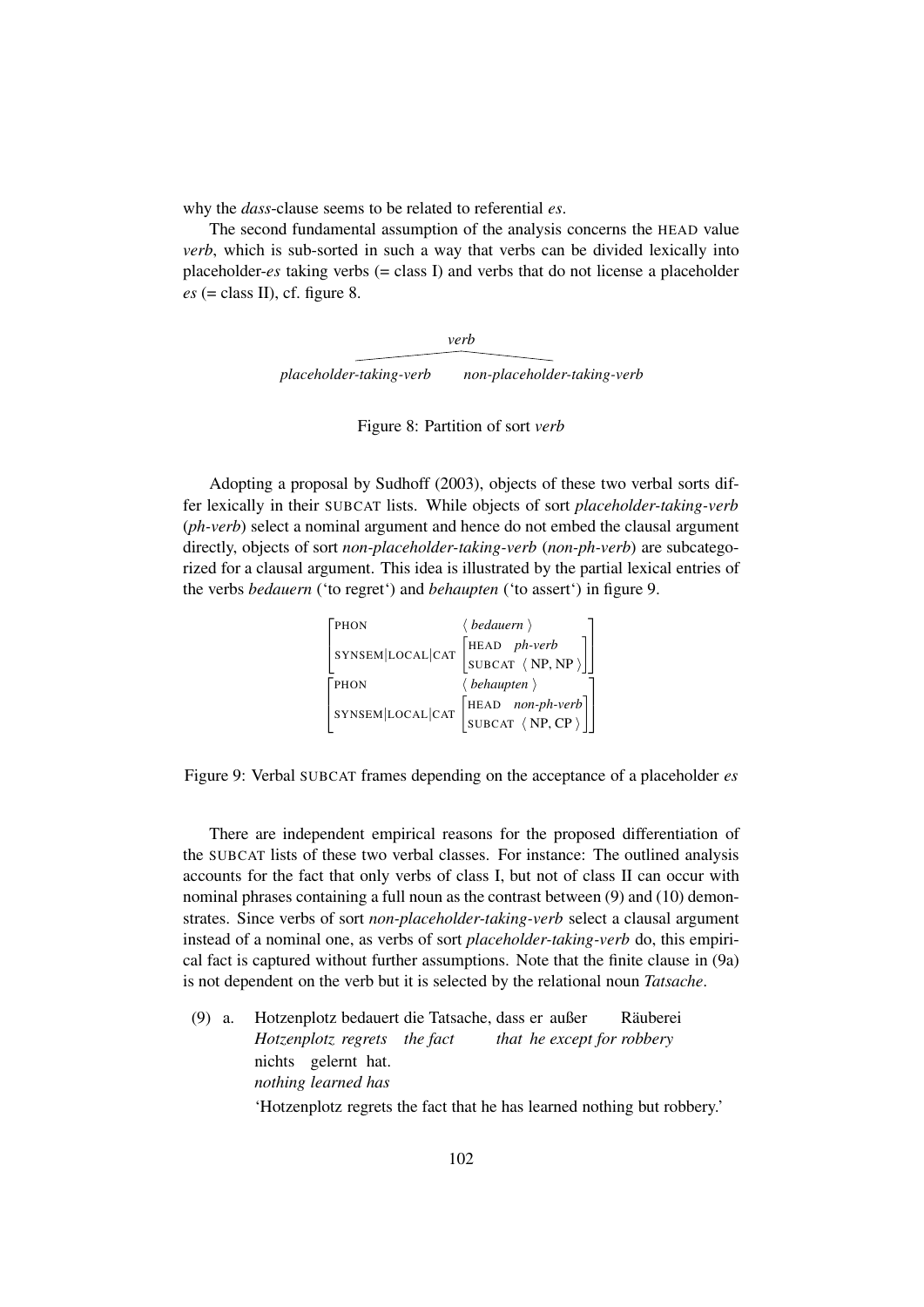why the *dass*-clause seems to be related to referential *es*.

The second fundamental assumption of the analysis concerns the HEAD value *verb*, which is sub-sorted in such a way that verbs can be divided lexically into placeholder-*es* taking verbs (= class I) and verbs that do not license a placeholder *es* (= class II), cf. figure 8.

```
                    verb
          _________/    \_________
placeholder-taking-verb    non-placeholder-taking-verb
```

Figure 8: Partition of sort *verb*

Adopting a proposal by Sudhoff (2003), objects of these two verbal sorts differ lexically in their SUBCAT lists. While objects of sort *placeholder-taking-verb* (*ph-verb*) select a nominal argument and hence do not embed the clausal argument directly, objects of sort *non-placeholder-taking-verb* (*non-ph-verb*) are subcategorized for a clausal argument. This idea is illustrated by the partial lexical entries of the verbs *bedauern* ('to regret') and *behaupten* ('to assert') in figure 9.

```
[ PHON                 ⟨ bedauern ⟩                  ]
[ SYNSEM|LOCAL|CAT     [ HEAD    ph-verb       ]     ]
[                      [ SUBCAT  ⟨ NP, NP ⟩    ]     ]

[ PHON                 ⟨ behaupten ⟩                 ]
[ SYNSEM|LOCAL|CAT     [ HEAD    non-ph-verb   ]     ]
[                      [ SUBCAT  ⟨ NP, CP ⟩    ]     ]
```

Figure 9: Verbal SUBCAT frames depending on the acceptance of a placeholder *es*

There are independent empirical reasons for the proposed differentiation of the SUBCAT lists of these two verbal classes. For instance: The outlined analysis accounts for the fact that only verbs of class I, but not of class II can occur with nominal phrases containing a full noun as the contrast between (9) and (10) demonstrates. Since verbs of sort *non-placeholder-taking-verb* select a clausal argument instead of a nominal one, as verbs of sort *placeholder-taking-verb* do, this empirical fact is captured without further assumptions. Note that the finite clause in (9a) is not dependent on the verb but it is selected by the relational noun *Tatsache*.

(9) a. Hotzenplotz bedauert die Tatsache, dass er außer Räuberei nichts gelernt hat.
*Hotzenplotz regrets the fact that he except for robbery nothing learned has*
'Hotzenplotz regrets the fact that he has learned nothing but robbery.'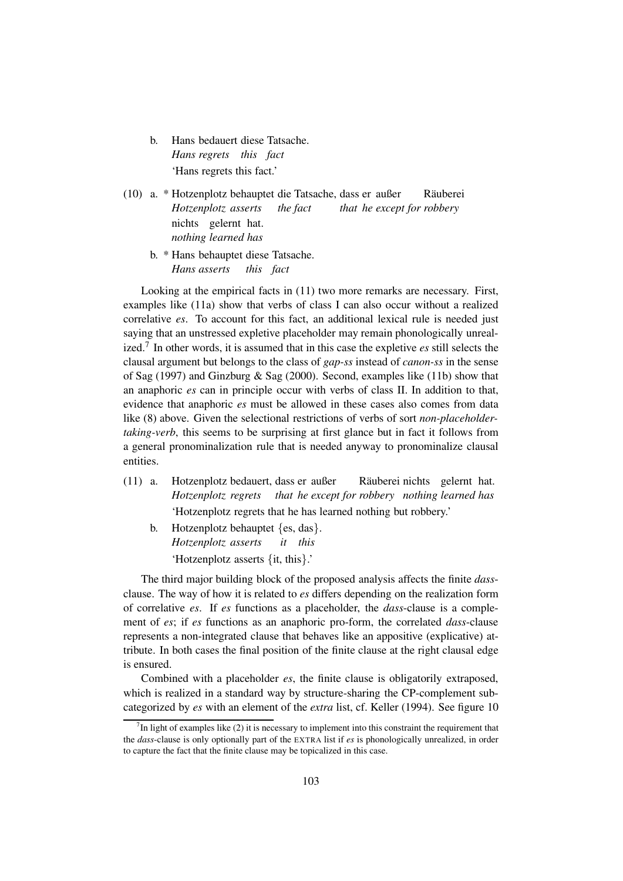b. Hans bedauert diese Tatsache.
   *Hans regrets this fact*
   'Hans regrets this fact.'

(10) a. * Hotzenplotz behauptet die Tatsache, dass er außer Räuberei nichts gelernt hat.
   *Hotzenplotz asserts the fact that he except for robbery nothing learned has*

b. * Hans behauptet diese Tatsache.
   *Hans asserts this fact*

Looking at the empirical facts in (11) two more remarks are necessary. First, examples like (11a) show that verbs of class I can also occur without a realized correlative *es*. To account for this fact, an additional lexical rule is needed just saying that an unstressed expletive placeholder may remain phonologically unrealized.[7] In other words, it is assumed that in this case the expletive *es* still selects the clausal argument but belongs to the class of *gap-ss* instead of *canon-ss* in the sense of Sag (1997) and Ginzburg & Sag (2000). Second, examples like (11b) show that an anaphoric *es* can in principle occur with verbs of class II. In addition to that, evidence that anaphoric *es* must be allowed in these cases also comes from data like (8) above. Given the selectional restrictions of verbs of sort *non-placeholder-taking-verb*, this seems to be surprising at first glance but in fact it follows from a general pronominalization rule that is needed anyway to pronominalize clausal entities.

(11) a. Hotzenplotz bedauert, dass er außer Räuberei nichts gelernt hat.
   *Hotzenplotz regrets that he except for robbery nothing learned has*
   'Hotzenplotz regrets that he has learned nothing but robbery.'

b. Hotzenplotz behauptet {es, das}.
   *Hotzenplotz asserts it this*
   'Hotzenplotz asserts {it, this}.'

The third major building block of the proposed analysis affects the finite *dass*-clause. The way of how it is related to *es* differs depending on the realization form of correlative *es*. If *es* functions as a placeholder, the *dass*-clause is a complement of *es*; if *es* functions as an anaphoric pro-form, the correlated *dass*-clause represents a non-integrated clause that behaves like an appositive (explicative) attribute. In both cases the final position of the finite clause at the right clausal edge is ensured.

Combined with a placeholder *es*, the finite clause is obligatorily extraposed, which is realized in a standard way by structure-sharing the CP-complement subcategorized by *es* with an element of the *extra* list, cf. Keller (1994). See figure 10

[7] In light of examples like (2) it is necessary to implement into this constraint the requirement that the *dass*-clause is only optionally part of the EXTRA list if *es* is phonologically unrealized, in order to capture the fact that the finite clause may be topicalized in this case.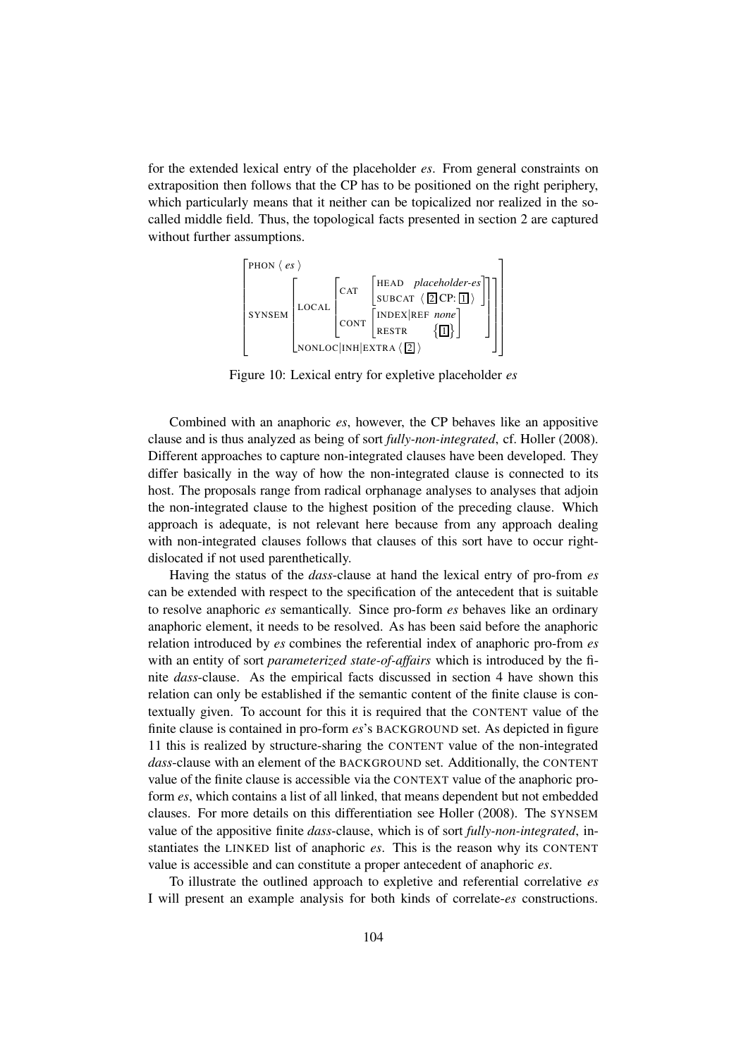for the extended lexical entry of the placeholder *es*. From general constraints on extraposition then follows that the CP has to be positioned on the right periphery, which particularly means that it neither can be topicalized nor realized in the so-called middle field. Thus, the topological facts presented in section 2 are captured without further assumptions.

$$\left[\begin{array}{l} \text{PHON } \langle \textit{es} \rangle \\ \text{SYNSEM} \left[\begin{array}{l} \text{LOCAL} \left[\begin{array}{l} \text{CAT} \left[\begin{array}{ll} \text{HEAD} & \textit{placeholder-es} \\ \text{SUBCAT} & \langle \boxed{2}\,\text{CP}: \boxed{1} \rangle \end{array}\right] \\ \text{CONT} \left[\begin{array}{ll} \text{INDEX|REF} & \textit{none} \\ \text{RESTR} & \{\boxed{1}\} \end{array}\right] \end{array}\right] \\ \text{NONLOC|INH|EXTRA } \langle \boxed{2} \rangle \end{array}\right] \end{array}\right]$$

Figure 10: Lexical entry for expletive placeholder *es*

Combined with an anaphoric *es*, however, the CP behaves like an appositive clause and is thus analyzed as being of sort *fully-non-integrated*, cf. Holler (2008). Different approaches to capture non-integrated clauses have been developed. They differ basically in the way of how the non-integrated clause is connected to its host. The proposals range from radical orphanage analyses to analyses that adjoin the non-integrated clause to the highest position of the preceding clause. Which approach is adequate, is not relevant here because from any approach dealing with non-integrated clauses follows that clauses of this sort have to occur right-dislocated if not used parenthetically.

Having the status of the *dass*-clause at hand the lexical entry of pro-from *es* can be extended with respect to the specification of the antecedent that is suitable to resolve anaphoric *es* semantically. Since pro-form *es* behaves like an ordinary anaphoric element, it needs to be resolved. As has been said before the anaphoric relation introduced by *es* combines the referential index of anaphoric pro-from *es* with an entity of sort *parameterized state-of-affairs* which is introduced by the finite *dass*-clause. As the empirical facts discussed in section 4 have shown this relation can only be established if the semantic content of the finite clause is contextually given. To account for this it is required that the CONTENT value of the finite clause is contained in pro-form *es*'s BACKGROUND set. As depicted in figure 11 this is realized by structure-sharing the CONTENT value of the non-integrated *dass*-clause with an element of the BACKGROUND set. Additionally, the CONTENT value of the finite clause is accessible via the CONTEXT value of the anaphoric pro-form *es*, which contains a list of all linked, that means dependent but not embedded clauses. For more details on this differentiation see Holler (2008). The SYNSEM value of the appositive finite *dass*-clause, which is of sort *fully-non-integrated*, instantiates the LINKED list of anaphoric *es*. This is the reason why its CONTENT value is accessible and can constitute a proper antecedent of anaphoric *es*.

To illustrate the outlined approach to expletive and referential correlative *es* I will present an example analysis for both kinds of correlate-*es* constructions.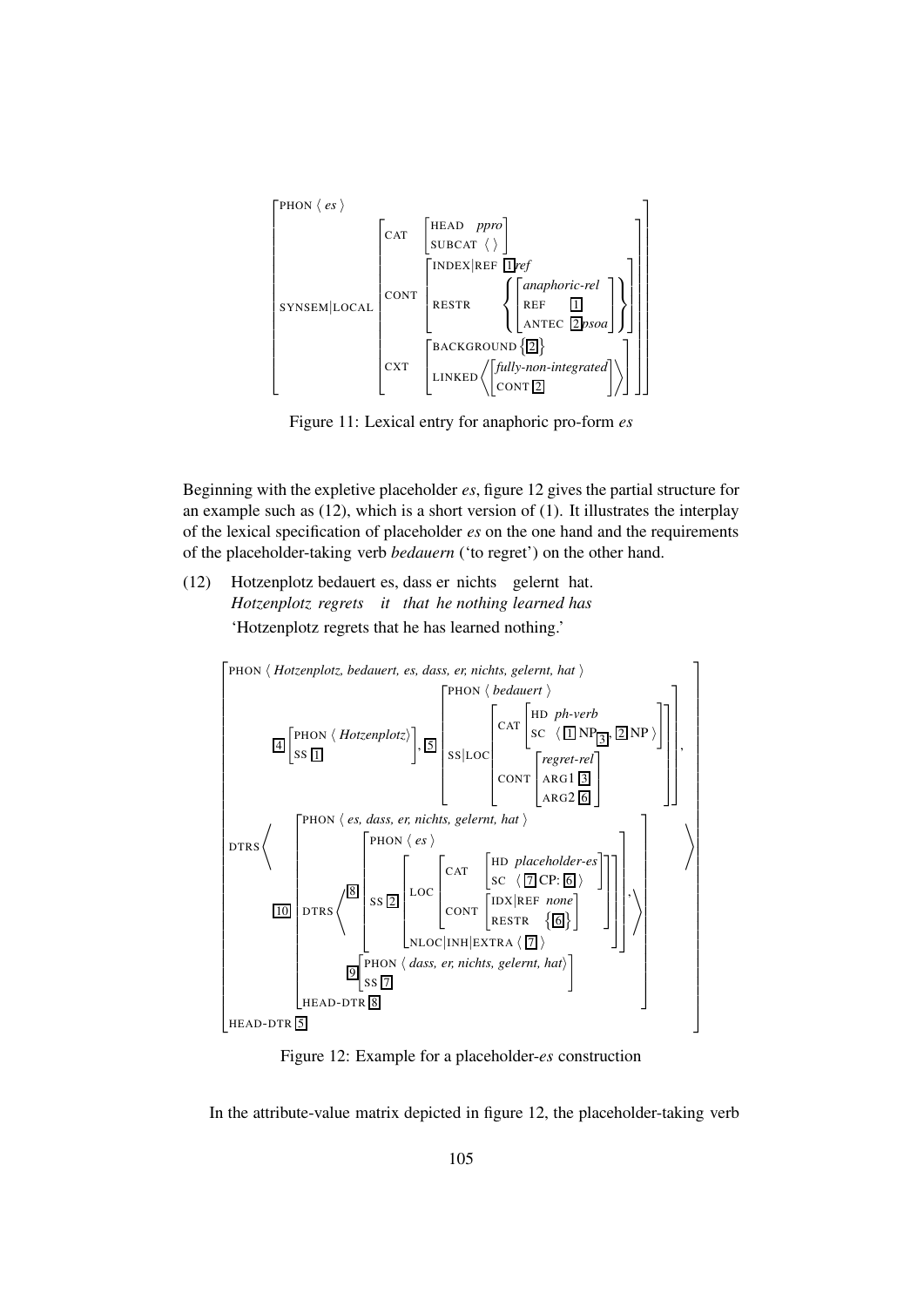```
[ PHON ⟨ es ⟩
  SYNSEM|LOCAL [ CAT  [ HEAD    ppro
                        SUBCAT  ⟨ ⟩ ]
                 CONT [ INDEX|REF [1]ref
                        RESTR  { [ anaphoric-rel
                                   REF    [1]
                                   ANTEC  [2]psoa ] } ]
                 CXT  [ BACKGROUND {[2]}
                        LINKED ⟨ [ fully-non-integrated
                                   CONT [2] ] ⟩ ] ] ]
```

Figure 11: Lexical entry for anaphoric pro-form *es*

Beginning with the expletive placeholder *es*, figure 12 gives the partial structure for an example such as (12), which is a short version of (1). It illustrates the interplay of the lexical specification of placeholder *es* on the one hand and the requirements of the placeholder-taking verb *bedauern* ('to regret') on the other hand.

(12) Hotzenplotz bedauert es, dass er nichts gelernt hat.
*Hotzenplotz regrets it that he nothing learned has*
'Hotzenplotz regrets that he has learned nothing.'

```
[ PHON ⟨ Hotzenplotz, bedauert, es, dass, er, nichts, gelernt, hat ⟩
  DTRS ⟨ [4][ PHON ⟨ Hotzenplotz⟩
              SS [1] ],
         [5][ PHON ⟨ bedauert ⟩
              SS|LOC [ CAT  [ HD ph-verb
                              SC ⟨ [1] NP[3], [2] NP ⟩ ]
                       CONT [ regret-rel
                              ARG1 [3]
                              ARG2 [6] ] ] ],
         [10][ PHON ⟨ es, dass, er, nichts, gelernt, hat ⟩
               DTRS ⟨ [8][ PHON ⟨ es ⟩
                           SS [2][ LOC [ CAT  [ HD placeholder-es
                                                SC ⟨ [7] CP: [6] ⟩ ]
                                         CONT [ IDX|REF none
                                                RESTR {[6]} ] ]
                                   NLOC|INH|EXTRA ⟨ [7] ⟩ ] ],
                      [9][ PHON ⟨ dass, er, nichts, gelernt, hat⟩
                           SS [7] ] ⟩
               HEAD-DTR [8] ] ⟩
  HEAD-DTR [5] ]
```

Figure 12: Example for a placeholder-*es* construction

In the attribute-value matrix depicted in figure 12, the placeholder-taking verb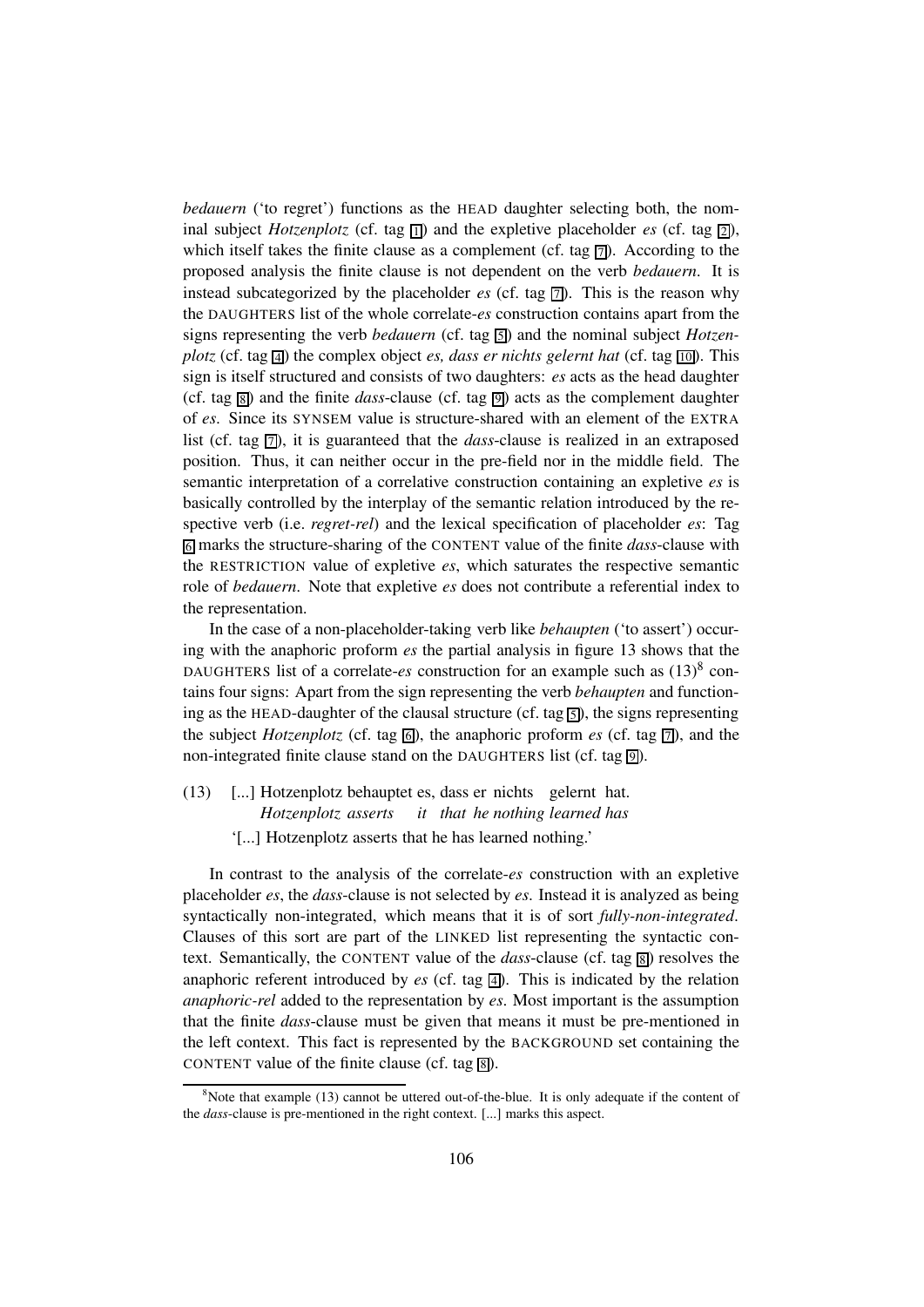*bedauern* ('to regret') functions as the HEAD daughter selecting both, the nominal subject *Hotzenplotz* (cf. tag 1) and the expletive placeholder *es* (cf. tag 2), which itself takes the finite clause as a complement (cf. tag 7). According to the proposed analysis the finite clause is not dependent on the verb *bedauern*. It is instead subcategorized by the placeholder *es* (cf. tag 7). This is the reason why the DAUGHTERS list of the whole correlate-*es* construction contains apart from the signs representing the verb *bedauern* (cf. tag 5) and the nominal subject *Hotzenplotz* (cf. tag 4) the complex object *es, dass er nichts gelernt hat* (cf. tag 10). This sign is itself structured and consists of two daughters: *es* acts as the head daughter (cf. tag 8) and the finite *dass*-clause (cf. tag 9) acts as the complement daughter of *es*. Since its SYNSEM value is structure-shared with an element of the EXTRA list (cf. tag 7), it is guaranteed that the *dass*-clause is realized in an extraposed position. Thus, it can neither occur in the pre-field nor in the middle field. The semantic interpretation of a correlative construction containing an expletive *es* is basically controlled by the interplay of the semantic relation introduced by the respective verb (i.e. *regret-rel*) and the lexical specification of placeholder *es*: Tag 6 marks the structure-sharing of the CONTENT value of the finite *dass*-clause with the RESTRICTION value of expletive *es*, which saturates the respective semantic role of *bedauern*. Note that expletive *es* does not contribute a referential index to the representation.

In the case of a non-placeholder-taking verb like *behaupten* ('to assert') occuring with the anaphoric proform *es* the partial analysis in figure 13 shows that the DAUGHTERS list of a correlate-*es* construction for an example such as (13)[8] contains four signs: Apart from the sign representing the verb *behaupten* and functioning as the HEAD-daughter of the clausal structure (cf. tag 5), the signs representing the subject *Hotzenplotz* (cf. tag 6), the anaphoric proform *es* (cf. tag 7), and the non-integrated finite clause stand on the DAUGHTERS list (cf. tag 9).

(13) [...] Hotzenplotz behauptet es, dass er nichts gelernt hat.
*Hotzenplotz asserts it that he nothing learned has*
'[...] Hotzenplotz asserts that he has learned nothing.'

In contrast to the analysis of the correlate-*es* construction with an expletive placeholder *es*, the *dass*-clause is not selected by *es*. Instead it is analyzed as being syntactically non-integrated, which means that it is of sort *fully-non-integrated*. Clauses of this sort are part of the LINKED list representing the syntactic context. Semantically, the CONTENT value of the *dass*-clause (cf. tag 8) resolves the anaphoric referent introduced by *es* (cf. tag 4). This is indicated by the relation *anaphoric-rel* added to the representation by *es*. Most important is the assumption that the finite *dass*-clause must be given that means it must be pre-mentioned in the left context. This fact is represented by the BACKGROUND set containing the CONTENT value of the finite clause (cf. tag 8).

[8]Note that example (13) cannot be uttered out-of-the-blue. It is only adequate if the content of the *dass*-clause is pre-mentioned in the right context. [...] marks this aspect.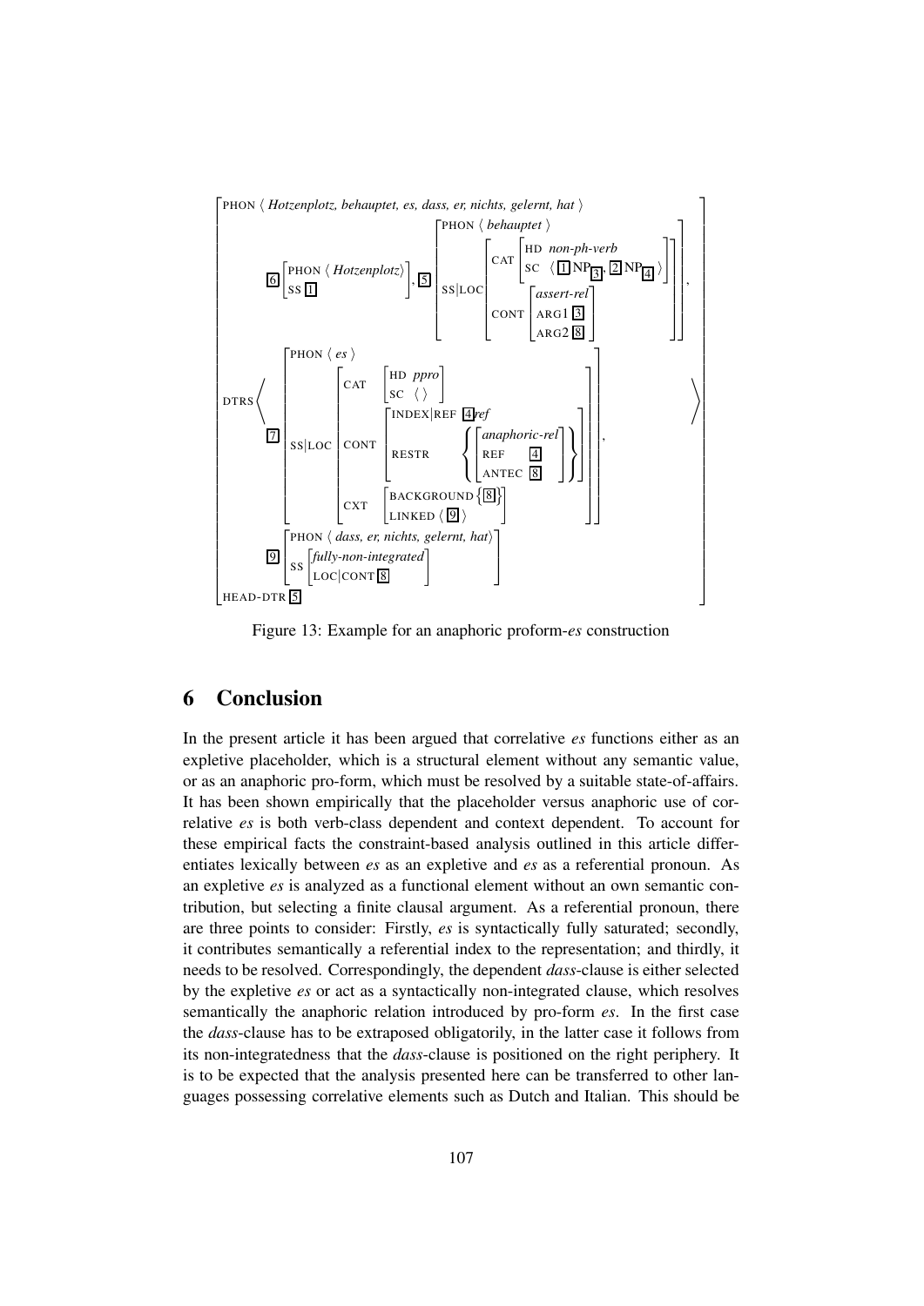```
┌ PHON ⟨ Hotzenplotz, behauptet, es, dass, er, nichts, gelernt, hat ⟩
│
│                                        ┌ PHON ⟨ behauptet ⟩
│                                        │          ┌     ┌ HD non-ph-verb                 ┐ ┐
│      6 ┌ PHON ⟨ Hotzenplotz⟩ ┐ ,  5    │          │ CAT └ SC ⟨ 1 NP[3], 2 NP[4] ⟩      ┘ │
│        └ SS 1                ┘         │ SS|LOC   │      ┌ assert-rel ┐                   │   ,
│                                        │          │ CONT │ ARG1 3     │                   │
│                                        └          └      └ ARG2 8     ┘                   ┘
│
│          ┌ PHON ⟨ es ⟩
│          │          ┌     ┌ HD ppro ┐
│          │          │ CAT └ SC ⟨ ⟩ ┘
│          │          │      ┌ INDEX|REF 4 ref                          ┐
│ DTRS ⟨ 7 │ SS|LOC   │ CONT │          ┌ ┌ anaphoric-rel ┐ ┐         │ ,                       ⟩
│          │          │      │ RESTR    │ │ REF     4     │ │         │
│          │          │      └          └ └ ANTEC   8     ┘ ┘         ┘
│          │          │     ┌ BACKGROUND { 8 } ┐
│          └          └ CXT └ LINKED ⟨ 9 ⟩     ┘
│
│          ┌ PHON ⟨ dass, er, nichts, gelernt, hat⟩
│        9 │    ┌ fully-non-integrated ┐
│          └ SS └ LOC|CONT 8           ┘
│
└ HEAD-DTR 5
```

Figure 13: Example for an anaphoric proform-*es* construction

## 6 Conclusion

In the present article it has been argued that correlative *es* functions either as an expletive placeholder, which is a structural element without any semantic value, or as an anaphoric pro-form, which must be resolved by a suitable state-of-affairs. It has been shown empirically that the placeholder versus anaphoric use of correlative *es* is both verb-class dependent and context dependent. To account for these empirical facts the constraint-based analysis outlined in this article differentiates lexically between *es* as an expletive and *es* as a referential pronoun. As an expletive *es* is analyzed as a functional element without an own semantic contribution, but selecting a finite clausal argument. As a referential pronoun, there are three points to consider: Firstly, *es* is syntactically fully saturated; secondly, it contributes semantically a referential index to the representation; and thirdly, it needs to be resolved. Correspondingly, the dependent *dass*-clause is either selected by the expletive *es* or act as a syntactically non-integrated clause, which resolves semantically the anaphoric relation introduced by pro-form *es*. In the first case the *dass*-clause has to be extraposed obligatorily, in the latter case it follows from its non-integratedness that the *dass*-clause is positioned on the right periphery. It is to be expected that the analysis presented here can be transferred to other languages possessing correlative elements such as Dutch and Italian. This should be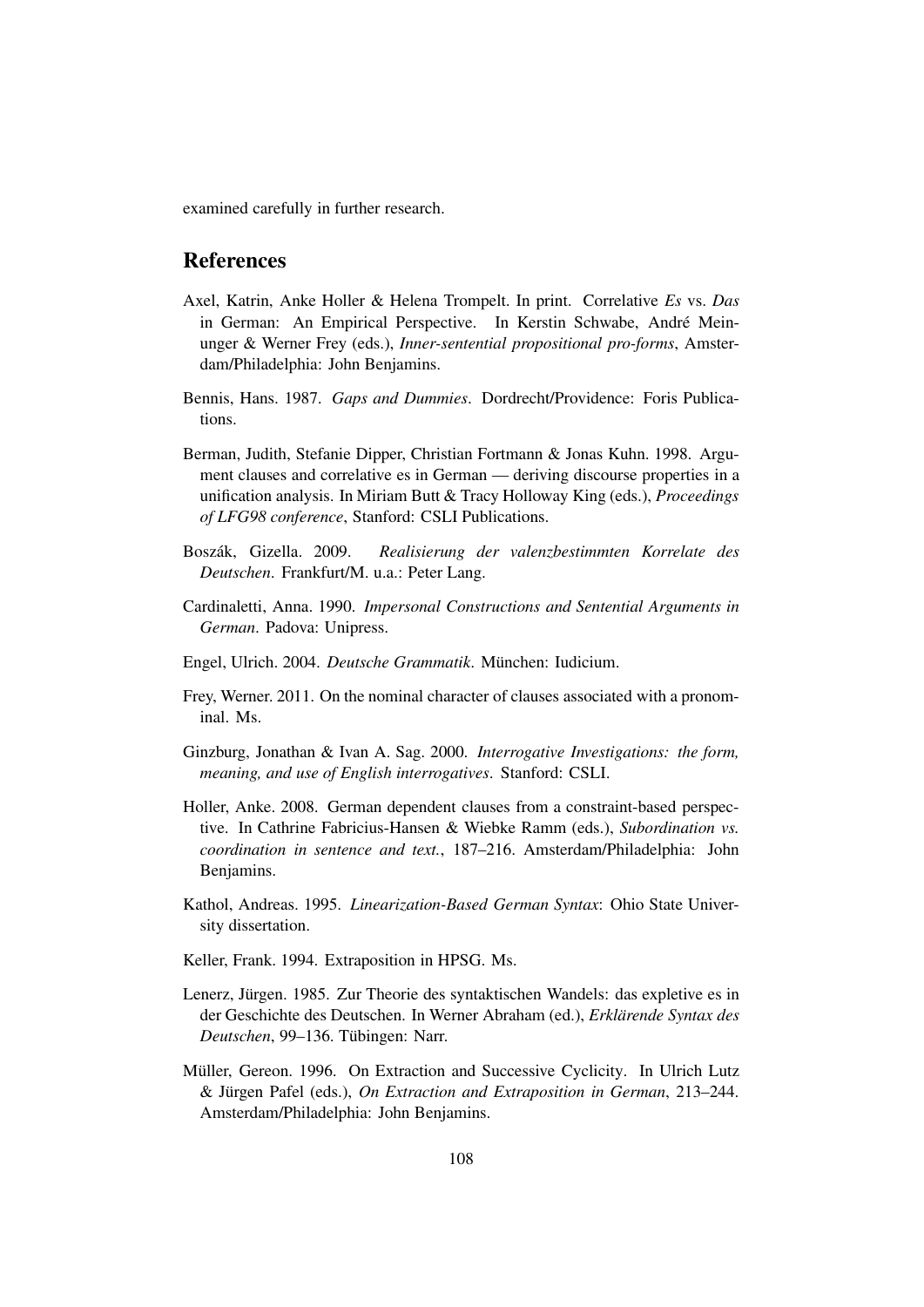examined carefully in further research.

## References

Axel, Katrin, Anke Holler & Helena Trompelt. In print. Correlative *Es* vs. *Das* in German: An Empirical Perspective. In Kerstin Schwabe, André Meinunger & Werner Frey (eds.), *Inner-sentential propositional pro-forms*, Amsterdam/Philadelphia: John Benjamins.

Bennis, Hans. 1987. *Gaps and Dummies*. Dordrecht/Providence: Foris Publications.

Berman, Judith, Stefanie Dipper, Christian Fortmann & Jonas Kuhn. 1998. Argument clauses and correlative es in German — deriving discourse properties in a unification analysis. In Miriam Butt & Tracy Holloway King (eds.), *Proceedings of LFG98 conference*, Stanford: CSLI Publications.

Boszák, Gizella. 2009. *Realisierung der valenzbestimmten Korrelate des Deutschen*. Frankfurt/M. u.a.: Peter Lang.

Cardinaletti, Anna. 1990. *Impersonal Constructions and Sentential Arguments in German*. Padova: Unipress.

Engel, Ulrich. 2004. *Deutsche Grammatik*. München: Iudicium.

Frey, Werner. 2011. On the nominal character of clauses associated with a pronominal. Ms.

Ginzburg, Jonathan & Ivan A. Sag. 2000. *Interrogative Investigations: the form, meaning, and use of English interrogatives*. Stanford: CSLI.

Holler, Anke. 2008. German dependent clauses from a constraint-based perspective. In Cathrine Fabricius-Hansen & Wiebke Ramm (eds.), *Subordination vs. coordination in sentence and text.*, 187–216. Amsterdam/Philadelphia: John Benjamins.

Kathol, Andreas. 1995. *Linearization-Based German Syntax*: Ohio State University dissertation.

Keller, Frank. 1994. Extraposition in HPSG. Ms.

Lenerz, Jürgen. 1985. Zur Theorie des syntaktischen Wandels: das expletive es in der Geschichte des Deutschen. In Werner Abraham (ed.), *Erklärende Syntax des Deutschen*, 99–136. Tübingen: Narr.

Müller, Gereon. 1996. On Extraction and Successive Cyclicity. In Ulrich Lutz & Jürgen Pafel (eds.), *On Extraction and Extraposition in German*, 213–244. Amsterdam/Philadelphia: John Benjamins.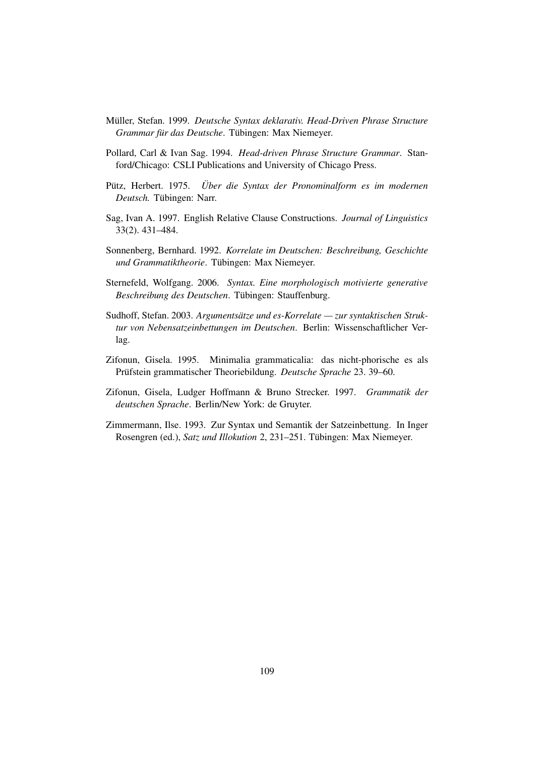Müller, Stefan. 1999. *Deutsche Syntax deklarativ. Head-Driven Phrase Structure Grammar für das Deutsche*. Tübingen: Max Niemeyer.

Pollard, Carl & Ivan Sag. 1994. *Head-driven Phrase Structure Grammar*. Stanford/Chicago: CSLI Publications and University of Chicago Press.

Pütz, Herbert. 1975. *Über die Syntax der Pronominalform es im modernen Deutsch.* Tübingen: Narr.

Sag, Ivan A. 1997. English Relative Clause Constructions. *Journal of Linguistics* 33(2). 431–484.

Sonnenberg, Bernhard. 1992. *Korrelate im Deutschen: Beschreibung, Geschichte und Grammatiktheorie*. Tübingen: Max Niemeyer.

Sternefeld, Wolfgang. 2006. *Syntax. Eine morphologisch motivierte generative Beschreibung des Deutschen*. Tübingen: Stauffenburg.

Sudhoff, Stefan. 2003. *Argumentsätze und es-Korrelate — zur syntaktischen Struktur von Nebensatzeinbettungen im Deutschen*. Berlin: Wissenschaftlicher Verlag.

Zifonun, Gisela. 1995. Minimalia grammaticalia: das nicht-phorische es als Prüfstein grammatischer Theoriebildung. *Deutsche Sprache* 23. 39–60.

Zifonun, Gisela, Ludger Hoffmann & Bruno Strecker. 1997. *Grammatik der deutschen Sprache*. Berlin/New York: de Gruyter.

Zimmermann, Ilse. 1993. Zur Syntax und Semantik der Satzeinbettung. In Inger Rosengren (ed.), *Satz und Illokution* 2, 231–251. Tübingen: Max Niemeyer.